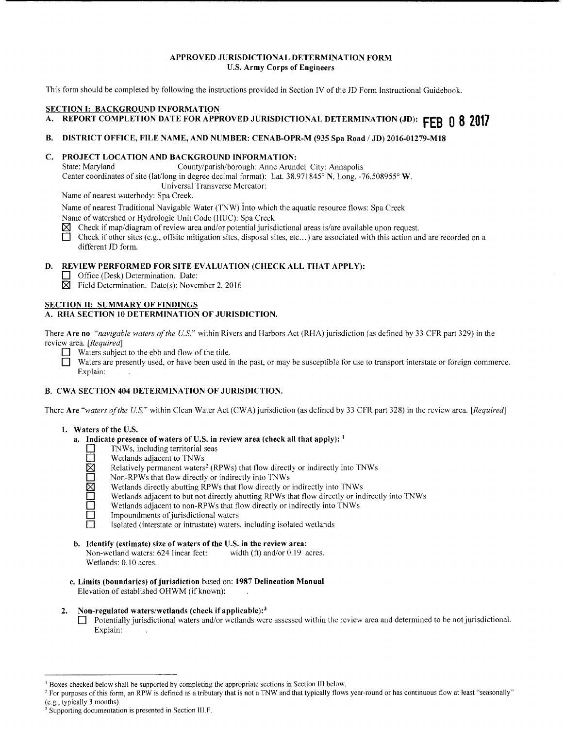# APPROVED JURISDICTIONAL DETERMINATION FORM
## U.S. Army Corps of Engineers

This form should be completed by following the instructions provided in Section IV of the JD Form Instructional Guidebook.

## SECTION I: BACKGROUND INFORMATION

**A. REPORT COMPLETION DATE FOR APPROVED JURISDICTIONAL DETERMINATION (JD): FEB 0 8 2017**

**B. DISTRICT OFFICE, FILE NAME, AND NUMBER: CENAB-OPR-M (935 Spa Road / JD) 2016-01279-M18**

**C. PROJECT LOCATION AND BACKGROUND INFORMATION:**

State: Maryland County/parish/borough: Anne Arundel City: Annapolis

Center coordinates of site (lat/long in degree decimal format): Lat. 38.971845° **N**, Long. -76.508955° **W**.

Universal Transverse Mercator:

Name of nearest waterbody: Spa Creek.

Name of nearest Traditional Navigable Water (TNW) into which the aquatic resource flows: Spa Creek

Name of watershed or Hydrologic Unit Code (HUC): Spa Creek

☒ Check if map/diagram of review area and/or potential jurisdictional areas is/are available upon request.

☐ Check if other sites (e.g., offsite mitigation sites, disposal sites, etc...) are associated with this action and are recorded on a different JD form.

**D. REVIEW PERFORMED FOR SITE EVALUATION (CHECK ALL THAT APPLY):**

☐ Office (Desk) Determination. Date:

☒ Field Determination. Date(s): November 2, 2016

## SECTION II: SUMMARY OF FINDINGS

**A. RHA SECTION 10 DETERMINATION OF JURISDICTION.**

There **Are no** *"navigable waters of the U.S."* within Rivers and Harbors Act (RHA) jurisdiction (as defined by 33 CFR part 329) in the review area. *[Required]*

☐ Waters subject to the ebb and flow of the tide.

☐ Waters are presently used, or have been used in the past, or may be susceptible for use to transport interstate or foreign commerce. Explain:

**B. CWA SECTION 404 DETERMINATION OF JURISDICTION.**

There **Are** *"waters of the U.S."* within Clean Water Act (CWA) jurisdiction (as defined by 33 CFR part 328) in the review area. *[Required]*

**1. Waters of the U.S.**

**a. Indicate presence of waters of U.S. in review area (check all that apply):** [1]

☐ TNWs, including territorial seas

☐ Wetlands adjacent to TNWs

☒ Relatively permanent waters[2] (RPWs) that flow directly or indirectly into TNWs

☐ Non-RPWs that flow directly or indirectly into TNWs

☒ Wetlands directly abutting RPWs that flow directly or indirectly into TNWs

☐ Wetlands adjacent to but not directly abutting RPWs that flow directly or indirectly into TNWs

☐ Wetlands adjacent to non-RPWs that flow directly or indirectly into TNWs

☐ Impoundments of jurisdictional waters

☐ Isolated (interstate or intrastate) waters, including isolated wetlands

**b. Identify (estimate) size of waters of the U.S. in the review area:**

Non-wetland waters: 624 linear feet: width (ft) and/or 0.19 acres.

Wetlands: 0.10 acres.

**c. Limits (boundaries) of jurisdiction** based on: **1987 Delineation Manual**

Elevation of established OHWM (if known):

**2. Non-regulated waters/wetlands (check if applicable):**[3]

☐ Potentially jurisdictional waters and/or wetlands were assessed within the review area and determined to be not jurisdictional. Explain:

---

[1] Boxes checked below shall be supported by completing the appropriate sections in Section III below.

[2] For purposes of this form, an RPW is defined as a tributary that is not a TNW and that typically flows year-round or has continuous flow at least "seasonally" (e.g., typically 3 months).

[3] Supporting documentation is presented in Section III.F.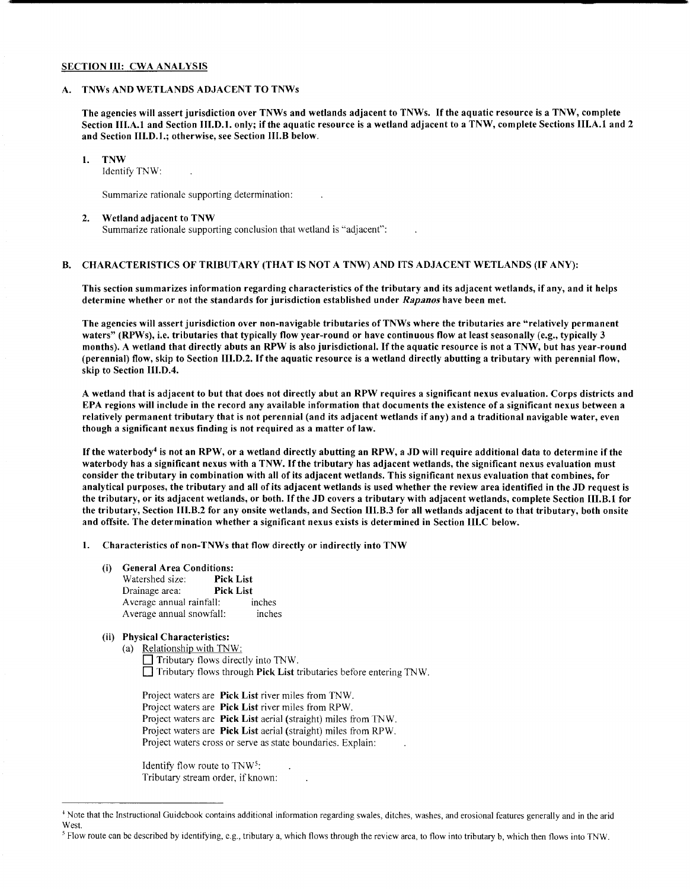## SECTION III: CWA ANALYSIS

### A. TNWs AND WETLANDS ADJACENT TO TNWs

**The agencies will assert jurisdiction over TNWs and wetlands adjacent to TNWs. If the aquatic resource is a TNW, complete Section III.A.1 and Section III.D.1. only; if the aquatic resource is a wetland adjacent to a TNW, complete Sections III.A.1 and 2 and Section III.D.1.; otherwise, see Section III.B below.**

1. **TNW**
   Identify TNW: .

   Summarize rationale supporting determination: .

2. **Wetland adjacent to TNW**
   Summarize rationale supporting conclusion that wetland is "adjacent": .

### B. CHARACTERISTICS OF TRIBUTARY (THAT IS NOT A TNW) AND ITS ADJACENT WETLANDS (IF ANY):

**This section summarizes information regarding characteristics of the tributary and its adjacent wetlands, if any, and it helps determine whether or not the standards for jurisdiction established under *Rapanos* have been met.**

**The agencies will assert jurisdiction over non-navigable tributaries of TNWs where the tributaries are "relatively permanent waters" (RPWs), i.e. tributaries that typically flow year-round or have continuous flow at least seasonally (e.g., typically 3 months). A wetland that directly abuts an RPW is also jurisdictional. If the aquatic resource is not a TNW, but has year-round (perennial) flow, skip to Section III.D.2. If the aquatic resource is a wetland directly abutting a tributary with perennial flow, skip to Section III.D.4.**

**A wetland that is adjacent to but that does not directly abut an RPW requires a significant nexus evaluation. Corps districts and EPA regions will include in the record any available information that documents the existence of a significant nexus between a relatively permanent tributary that is not perennial (and its adjacent wetlands if any) and a traditional navigable water, even though a significant nexus finding is not required as a matter of law.**

**If the waterbody[4] is not an RPW, or a wetland directly abutting an RPW, a JD will require additional data to determine if the waterbody has a significant nexus with a TNW. If the tributary has adjacent wetlands, the significant nexus evaluation must consider the tributary in combination with all of its adjacent wetlands. This significant nexus evaluation that combines, for analytical purposes, the tributary and all of its adjacent wetlands is used whether the review area identified in the JD request is the tributary, or its adjacent wetlands, or both. If the JD covers a tributary with adjacent wetlands, complete Section III.B.1 for the tributary, Section III.B.2 for any onsite wetlands, and Section III.B.3 for all wetlands adjacent to that tributary, both onsite and offsite. The determination whether a significant nexus exists is determined in Section III.C below.**

1. **Characteristics of non-TNWs that flow directly or indirectly into TNW**

   (i) **General Area Conditions:**
   Watershed size: **Pick List**
   Drainage area: **Pick List**
   Average annual rainfall: inches
   Average annual snowfall: inches

   (ii) **Physical Characteristics:**
   (a) Relationship with TNW:
   ☐ Tributary flows directly into TNW.
   ☐ Tributary flows through **Pick List** tributaries before entering TNW.

   Project waters are **Pick List** river miles from TNW.
   Project waters are **Pick List** river miles from RPW.
   Project waters are **Pick List** aerial (straight) miles from TNW.
   Project waters are **Pick List** aerial (straight) miles from RPW.
   Project waters cross or serve as state boundaries. Explain: .

   Identify flow route to TNW[5]: .
   Tributary stream order, if known: .

---

[4] Note that the Instructional Guidebook contains additional information regarding swales, ditches, washes, and erosional features generally and in the arid West.

[5] Flow route can be described by identifying, e.g., tributary a, which flows through the review area, to flow into tributary b, which then flows into TNW.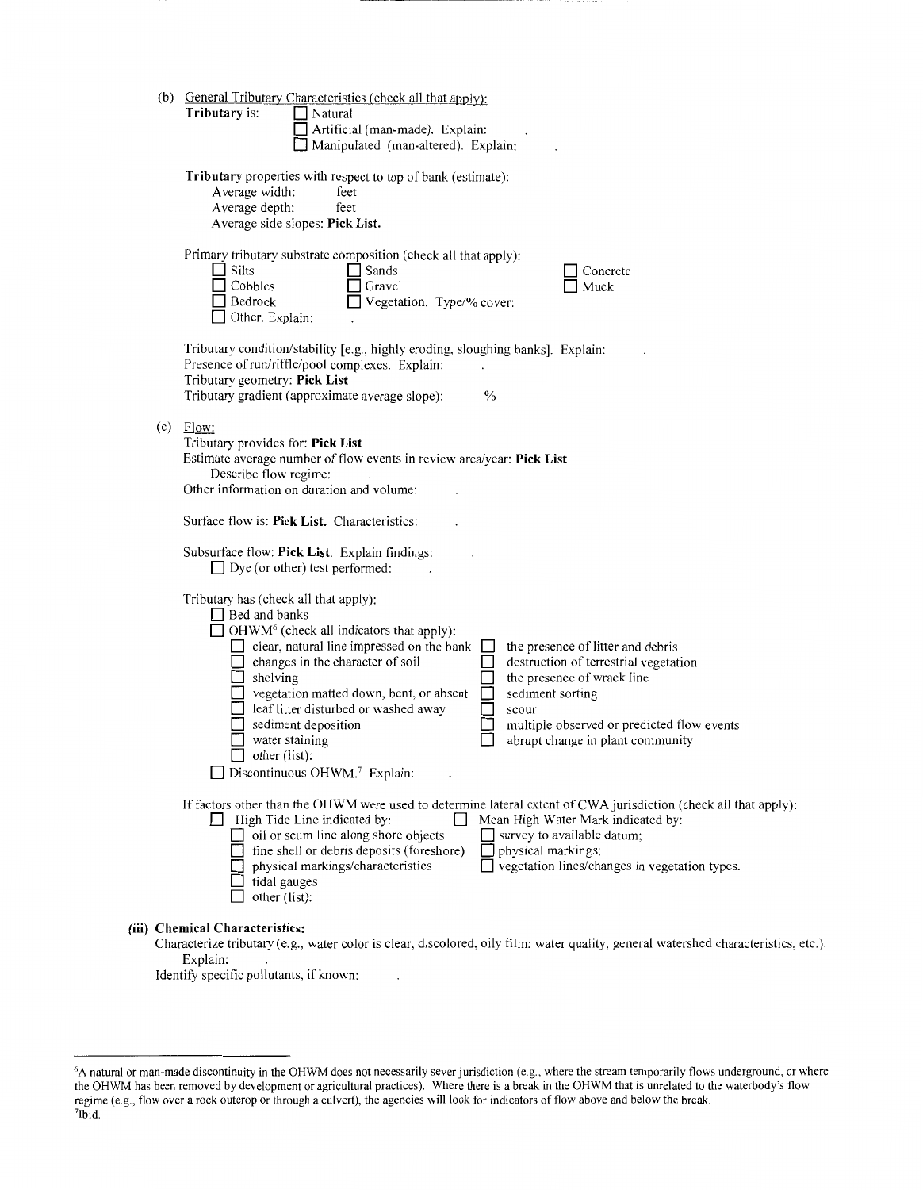(b) General Tributary Characteristics (check all that apply):

**Tributary** is:
- ☐ Natural
- ☐ Artificial (man-made). Explain: .
- ☐ Manipulated (man-altered). Explain: .

**Tributary** properties with respect to top of bank (estimate):
- Average width: feet
- Average depth: feet
- Average side slopes: **Pick List.**

Primary tributary substrate composition (check all that apply):
- ☐ Silts
- ☐ Sands
- ☐ Concrete
- ☐ Cobbles
- ☐ Gravel
- ☐ Muck
- ☐ Bedrock
- ☐ Vegetation. Type/% cover:
- ☐ Other. Explain: .

Tributary condition/stability [e.g., highly eroding, sloughing banks]. Explain: .
Presence of run/riffle/pool complexes. Explain: .
Tributary geometry: **Pick List**
Tributary gradient (approximate average slope): %

(c) Flow:

Tributary provides for: **Pick List**
Estimate average number of flow events in review area/year: **Pick List**
Describe flow regime: .
Other information on duration and volume: .

Surface flow is: **Pick List.** Characteristics: .

Subsurface flow: **Pick List.** Explain findings: .
- ☐ Dye (or other) test performed: .

Tributary has (check all that apply):
- ☐ Bed and banks
- ☐ OHWM[6] (check all indicators that apply):
  - ☐ clear, natural line impressed on the bank
  - ☐ the presence of litter and debris
  - ☐ changes in the character of soil
  - ☐ destruction of terrestrial vegetation
  - ☐ shelving
  - ☐ the presence of wrack line
  - ☐ vegetation matted down, bent, or absent
  - ☐ sediment sorting
  - ☐ leaf litter disturbed or washed away
  - ☐ scour
  - ☐ sediment deposition
  - ☐ multiple observed or predicted flow events
  - ☐ water staining
  - ☐ abrupt change in plant community
  - ☐ other (list):
- ☐ Discontinuous OHWM.[7] Explain: .

If factors other than the OHWM were used to determine lateral extent of CWA jurisdiction (check all that apply):
- ☐ High Tide Line indicated by:
  - ☐ oil or scum line along shore objects
  - ☐ fine shell or debris deposits (foreshore)
  - ☐ physical markings/characteristics
  - ☐ tidal gauges
  - ☐ other (list):
- ☐ Mean High Water Mark indicated by:
  - ☐ survey to available datum;
  - ☐ physical markings;
  - ☐ vegetation lines/changes in vegetation types.

**(iii) Chemical Characteristics:**

Characterize tributary (e.g., water color is clear, discolored, oily film; water quality; general watershed characteristics, etc.). Explain: .

Identify specific pollutants, if known: .

---

[6] A natural or man-made discontinuity in the OHWM does not necessarily sever jurisdiction (e.g., where the stream temporarily flows underground, or where the OHWM has been removed by development or agricultural practices). Where there is a break in the OHWM that is unrelated to the waterbody's flow regime (e.g., flow over a rock outcrop or through a culvert), the agencies will look for indicators of flow above and below the break.

[7] Ibid.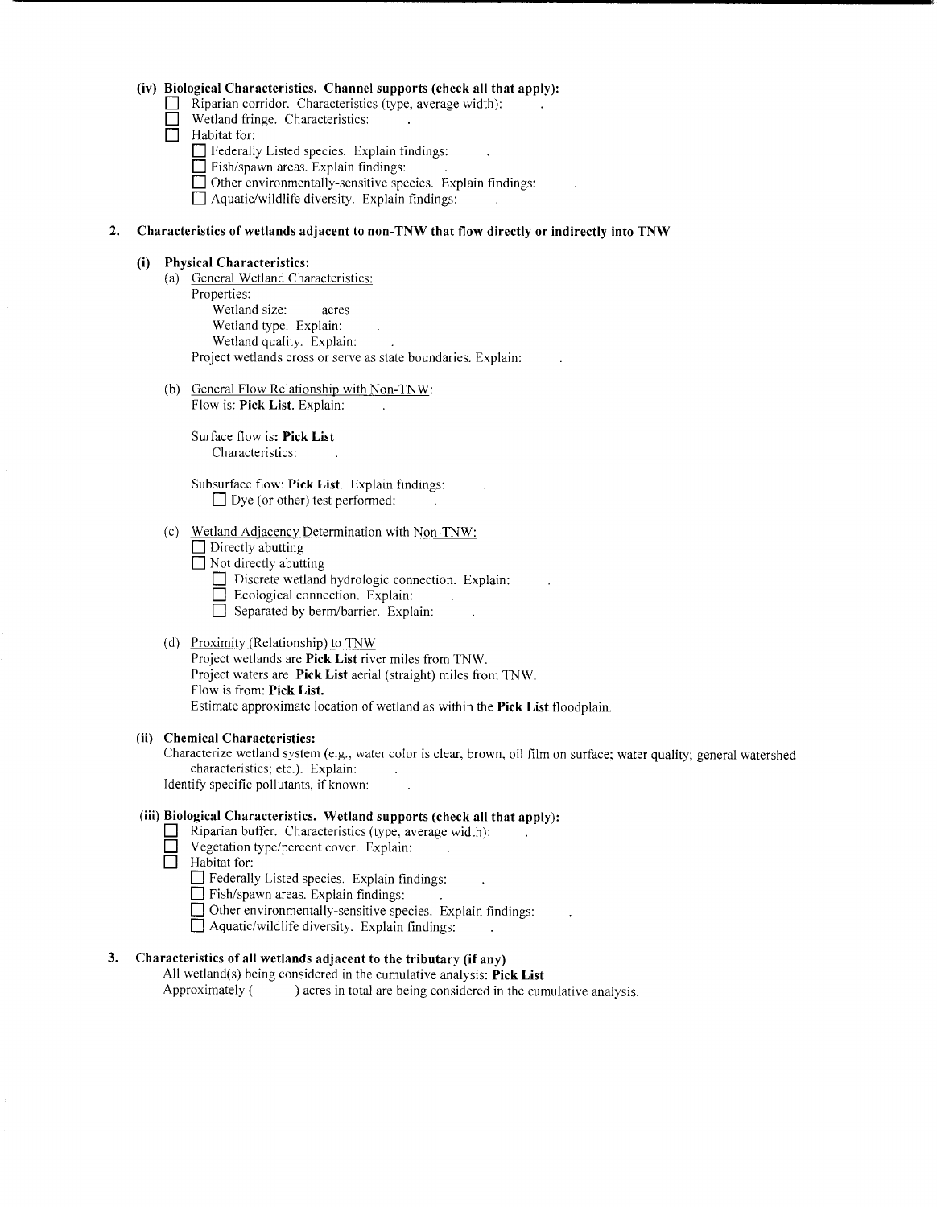**(iv) Biological Characteristics. Channel supports (check all that apply):**

- ☐ Riparian corridor. Characteristics (type, average width): .
- ☐ Wetland fringe. Characteristics: .
- ☐ Habitat for:
  - ☐ Federally Listed species. Explain findings: .
  - ☐ Fish/spawn areas. Explain findings: .
  - ☐ Other environmentally-sensitive species. Explain findings: .
  - ☐ Aquatic/wildlife diversity. Explain findings: .

**2. Characteristics of wetlands adjacent to non-TNW that flow directly or indirectly into TNW**

**(i) Physical Characteristics:**

(a) General Wetland Characteristics:

Properties:

Wetland size: acres

Wetland type. Explain: .

Wetland quality. Explain: .

Project wetlands cross or serve as state boundaries. Explain: .

(b) General Flow Relationship with Non-TNW:

Flow is: **Pick List**. Explain: .

Surface flow is**: Pick List**

Characteristics: .

Subsurface flow: **Pick List**. Explain findings: .

☐ Dye (or other) test performed: .

(c) Wetland Adjacency Determination with Non-TNW:

- ☐ Directly abutting
- ☐ Not directly abutting
  - ☐ Discrete wetland hydrologic connection. Explain: .
  - ☐ Ecological connection. Explain: .
  - ☐ Separated by berm/barrier. Explain: .

(d) Proximity (Relationship) to TNW

Project wetlands are **Pick List** river miles from TNW.

Project waters are **Pick List** aerial (straight) miles from TNW.

Flow is from: **Pick List.**

Estimate approximate location of wetland as within the **Pick List** floodplain.

**(ii) Chemical Characteristics:**

Characterize wetland system (e.g., water color is clear, brown, oil film on surface; water quality; general watershed characteristics; etc.). Explain: .

Identify specific pollutants, if known: .

**(iii) Biological Characteristics. Wetland supports (check all that apply):**

- ☐ Riparian buffer. Characteristics (type, average width): .
- ☐ Vegetation type/percent cover. Explain: .
- ☐ Habitat for:
  - ☐ Federally Listed species. Explain findings: .
  - ☐ Fish/spawn areas. Explain findings: .
  - ☐ Other environmentally-sensitive species. Explain findings: .
  - ☐ Aquatic/wildlife diversity. Explain findings: .

**3. Characteristics of all wetlands adjacent to the tributary (if any)**

All wetland(s) being considered in the cumulative analysis: **Pick List**

Approximately (  ) acres in total are being considered in the cumulative analysis.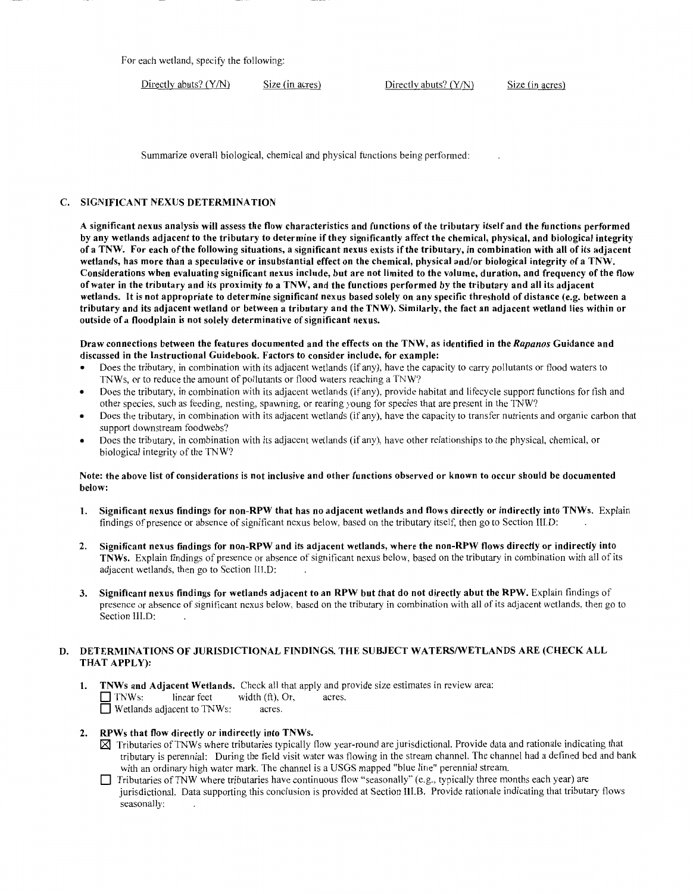For each wetland, specify the following:

| Directly abuts? (Y/N) | Size (in acres) | Directly abuts? (Y/N) | Size (in acres) |
|---|---|---|---|

Summarize overall biological, chemical and physical functions being performed: .

## C. SIGNIFICANT NEXUS DETERMINATION

**A significant nexus analysis will assess the flow characteristics and functions of the tributary itself and the functions performed by any wetlands adjacent to the tributary to determine if they significantly affect the chemical, physical, and biological integrity of a TNW. For each of the following situations, a significant nexus exists if the tributary, in combination with all of its adjacent wetlands, has more than a speculative or insubstantial effect on the chemical, physical and/or biological integrity of a TNW. Considerations when evaluating significant nexus include, but are not limited to the volume, duration, and frequency of the flow of water in the tributary and its proximity to a TNW, and the functions performed by the tributary and all its adjacent wetlands. It is not appropriate to determine significant nexus based solely on any specific threshold of distance (e.g. between a tributary and its adjacent wetland or between a tributary and the TNW). Similarly, the fact an adjacent wetland lies within or outside of a floodplain is not solely determinative of significant nexus.**

**Draw connections between the features documented and the effects on the TNW, as identified in the *Rapanos* Guidance and discussed in the Instructional Guidebook. Factors to consider include, for example:**

- Does the tributary, in combination with its adjacent wetlands (if any), have the capacity to carry pollutants or flood waters to TNWs, or to reduce the amount of pollutants or flood waters reaching a TNW?
- Does the tributary, in combination with its adjacent wetlands (if any), provide habitat and lifecycle support functions for fish and other species, such as feeding, nesting, spawning, or rearing young for species that are present in the TNW?
- Does the tributary, in combination with its adjacent wetlands (if any), have the capacity to transfer nutrients and organic carbon that support downstream foodwebs?
- Does the tributary, in combination with its adjacent wetlands (if any), have other relationships to the physical, chemical, or biological integrity of the TNW?

**Note: the above list of considerations is not inclusive and other functions observed or known to occur should be documented below:**

1. **Significant nexus findings for non-RPW that has no adjacent wetlands and flows directly or indirectly into TNWs.** Explain findings of presence or absence of significant nexus below, based on the tributary itself, then go to Section III.D: .

2. **Significant nexus findings for non-RPW and its adjacent wetlands, where the non-RPW flows directly or indirectly into TNWs.** Explain findings of presence or absence of significant nexus below, based on the tributary in combination with all of its adjacent wetlands, then go to Section III.D: .

3. **Significant nexus findings for wetlands adjacent to an RPW but that do not directly abut the RPW.** Explain findings of presence or absence of significant nexus below, based on the tributary in combination with all of its adjacent wetlands, then go to Section III.D: .

## D. DETERMINATIONS OF JURISDICTIONAL FINDINGS. THE SUBJECT WATERS/WETLANDS ARE (CHECK ALL THAT APPLY):

1. **TNWs and Adjacent Wetlands.** Check all that apply and provide size estimates in review area:
   ☐ TNWs: linear feet width (ft), Or, acres.
   ☐ Wetlands adjacent to TNWs: acres.

2. **RPWs that flow directly or indirectly into TNWs.**
   ☒ Tributaries of TNWs where tributaries typically flow year-round are jurisdictional. Provide data and rationale indicating that tributary is perennial: During the field visit water was flowing in the stream channel. The channel had a defined bed and bank with an ordinary high water mark. The channel is a USGS mapped "blue line" perennial stream.
   ☐ Tributaries of TNW where tributaries have continuous flow "seasonally" (e.g., typically three months each year) are jurisdictional. Data supporting this conclusion is provided at Section III.B. Provide rationale indicating that tributary flows seasonally: .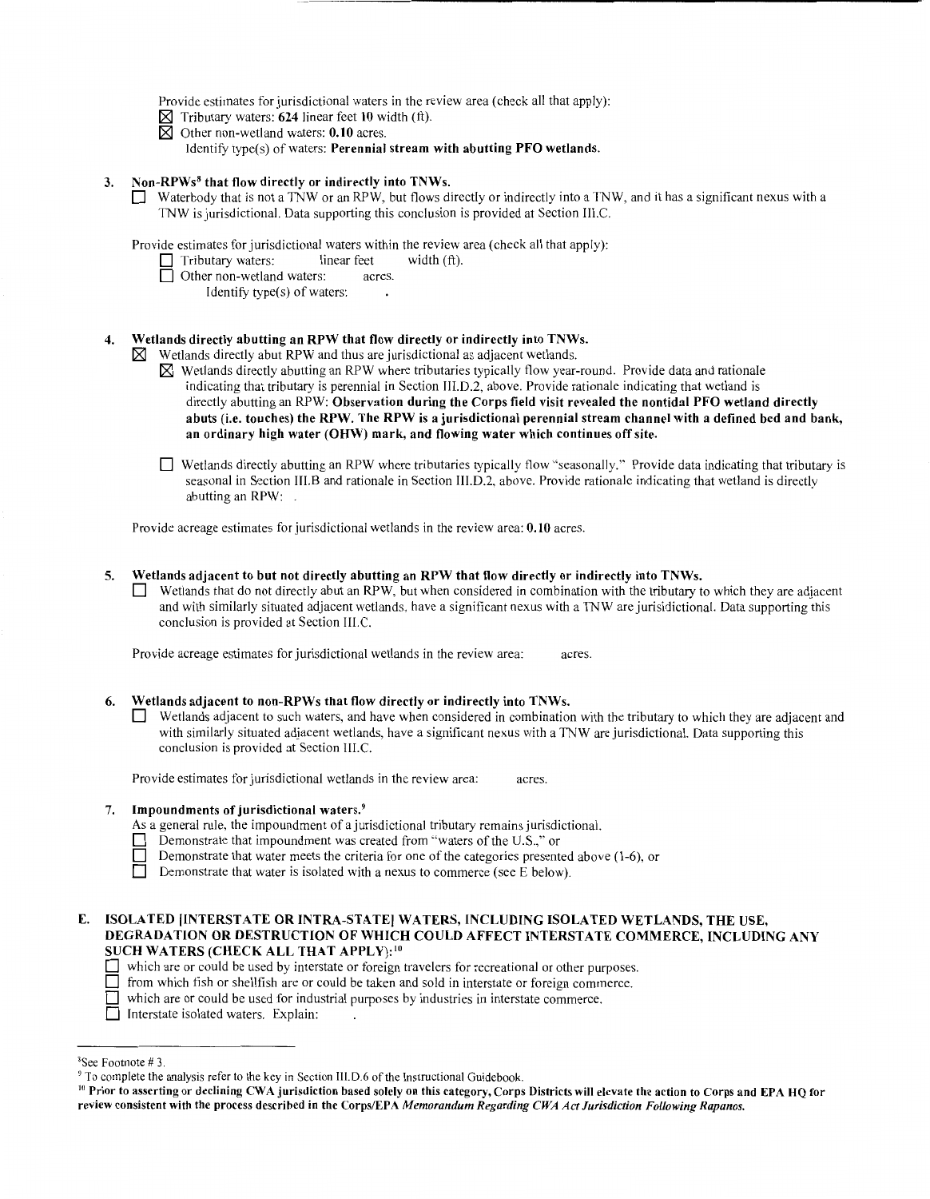Provide estimates for jurisdictional waters in the review area (check all that apply):

☒ Tributary waters: **624** linear feet **10** width (ft).

☒ Other non-wetland waters: **0.10** acres.

Identify type(s) of waters: **Perennial stream with abutting PFO wetlands.**

3. **Non-RPWs[8] that flow directly or indirectly into TNWs.**

☐ Waterbody that is not a TNW or an RPW, but flows directly or indirectly into a TNW, and it has a significant nexus with a TNW is jurisdictional. Data supporting this conclusion is provided at Section III.C.

Provide estimates for jurisdictional waters within the review area (check all that apply):

☐ Tributary waters: linear feet width (ft).

☐ Other non-wetland waters: acres.

Identify type(s) of waters: .

4. **Wetlands directly abutting an RPW that flow directly or indirectly into TNWs.**

☒ Wetlands directly abut RPW and thus are jurisdictional as adjacent wetlands.

☒ Wetlands directly abutting an RPW where tributaries typically flow year-round. Provide data and rationale indicating that tributary is perennial in Section III.D.2, above. Provide rationale indicating that wetland is directly abutting an RPW: **Observation during the Corps field visit revealed the nontidal PFO wetland directly abuts (i.e. touches) the RPW. The RPW is a jurisdictional perennial stream channel with a defined bed and bank, an ordinary high water (OHW) mark, and flowing water which continues off site.**

☐ Wetlands directly abutting an RPW where tributaries typically flow "seasonally." Provide data indicating that tributary is seasonal in Section III.B and rationale in Section III.D.2, above. Provide rationale indicating that wetland is directly abutting an RPW: .

Provide acreage estimates for jurisdictional wetlands in the review area: **0.10** acres.

5. **Wetlands adjacent to but not directly abutting an RPW that flow directly or indirectly into TNWs.**

☐ Wetlands that do not directly abut an RPW, but when considered in combination with the tributary to which they are adjacent and with similarly situated adjacent wetlands, have a significant nexus with a TNW are jurisidictional. Data supporting this conclusion is provided at Section III.C.

Provide acreage estimates for jurisdictional wetlands in the review area: acres.

6. **Wetlands adjacent to non-RPWs that flow directly or indirectly into TNWs.**

☐ Wetlands adjacent to such waters, and have when considered in combination with the tributary to which they are adjacent and with similarly situated adjacent wetlands, have a significant nexus with a TNW are jurisdictional. Data supporting this conclusion is provided at Section III.C.

Provide estimates for jurisdictional wetlands in the review area: acres.

7. **Impoundments of jurisdictional waters.[9]**

As a general rule, the impoundment of a jurisdictional tributary remains jurisdictional.

☐ Demonstrate that impoundment was created from "waters of the U.S.," or

☐ Demonstrate that water meets the criteria for one of the categories presented above (1-6), or

☐ Demonstrate that water is isolated with a nexus to commerce (see E below).

## E. ISOLATED [INTERSTATE OR INTRA-STATE] WATERS, INCLUDING ISOLATED WETLANDS, THE USE, DEGRADATION OR DESTRUCTION OF WHICH COULD AFFECT INTERSTATE COMMERCE, INCLUDING ANY SUCH WATERS (CHECK ALL THAT APPLY):[10]

☐ which are or could be used by interstate or foreign travelers for recreational or other purposes.

☐ from which fish or shellfish are or could be taken and sold in interstate or foreign commerce.

☐ which are or could be used for industrial purposes by industries in interstate commerce.

☐ Interstate isolated waters. Explain: .

---

[8]See Footnote # 3.

[9] To complete the analysis refer to the key in Section III.D.6 of the Instructional Guidebook.

[10] **Prior to asserting or declining CWA jurisdiction based solely on this category, Corps Districts will elevate the action to Corps and EPA HQ for review consistent with the process described in the Corps/EPA *Memorandum Regarding CWA Act Jurisdiction Following Rapanos.***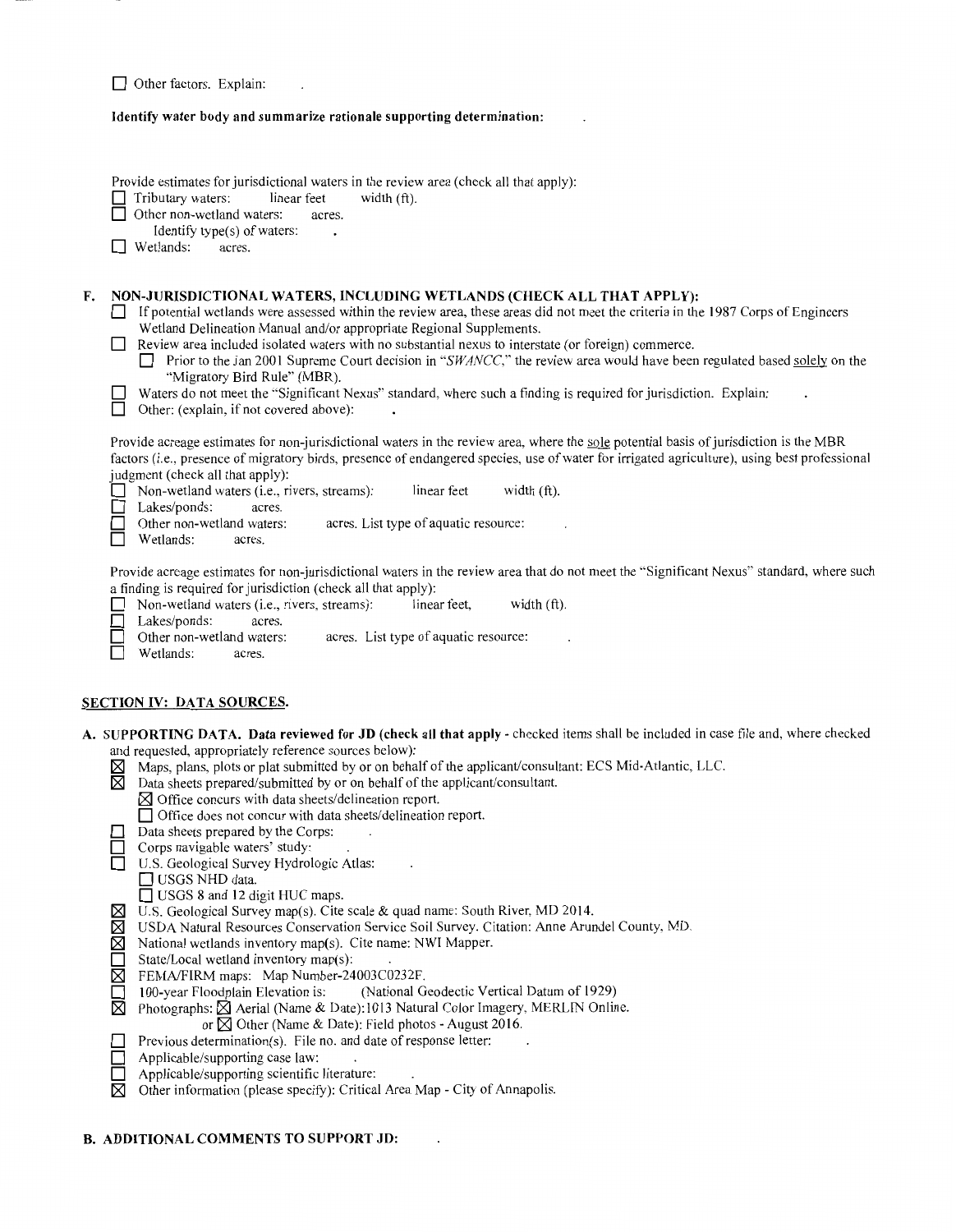☐ Other factors. Explain: .

**Identify water body and summarize rationale supporting determination:** .

Provide estimates for jurisdictional waters in the review area (check all that apply):

☐ Tributary waters: linear feet width (ft).

☐ Other non-wetland waters: acres.

Identify type(s) of waters: .

☐ Wetlands: acres.

## F. NON-JURISDICTIONAL WATERS, INCLUDING WETLANDS (CHECK ALL THAT APPLY):

☐ If potential wetlands were assessed within the review area, these areas did not meet the criteria in the 1987 Corps of Engineers Wetland Delineation Manual and/or appropriate Regional Supplements.

☐ Review area included isolated waters with no substantial nexus to interstate (or foreign) commerce.

☐ Prior to the Jan 2001 Supreme Court decision in "*SWANCC*," the review area would have been regulated based solely on the "Migratory Bird Rule" (MBR).

☐ Waters do not meet the "Significant Nexus" standard, where such a finding is required for jurisdiction. Explain: .

☐ Other: (explain, if not covered above): .

Provide acreage estimates for non-jurisdictional waters in the review area, where the sole potential basis of jurisdiction is the MBR factors (i.e., presence of migratory birds, presence of endangered species, use of water for irrigated agriculture), using best professional judgment (check all that apply):

☐ Non-wetland waters (i.e., rivers, streams): linear feet width (ft).

☐ Lakes/ponds: acres.

☐ Other non-wetland waters: acres. List type of aquatic resource: .

☐ Wetlands: acres.

Provide acreage estimates for non-jurisdictional waters in the review area that do not meet the "Significant Nexus" standard, where such a finding is required for jurisdiction (check all that apply):

☐ Non-wetland waters (i.e., rivers, streams): linear feet, width (ft).

☐ Lakes/ponds: acres.

☐ Other non-wetland waters: acres. List type of aquatic resource: .

☐ Wetlands: acres.

## SECTION IV: DATA SOURCES.

**A. SUPPORTING DATA. Data reviewed for JD (check all that apply** - checked items shall be included in case file and, where checked and requested, appropriately reference sources below):

☒ Maps, plans, plots or plat submitted by or on behalf of the applicant/consultant: ECS Mid-Atlantic, LLC.

☒ Data sheets prepared/submitted by or on behalf of the applicant/consultant.

☒ Office concurs with data sheets/delineation report.

☐ Office does not concur with data sheets/delineation report.

☐ Data sheets prepared by the Corps: .

☐ Corps navigable waters' study: .

☐ U.S. Geological Survey Hydrologic Atlas: .

☐ USGS NHD data.

☐ USGS 8 and 12 digit HUC maps.

☒ U.S. Geological Survey map(s). Cite scale & quad name: South River, MD 2014.

☒ USDA Natural Resources Conservation Service Soil Survey. Citation: Anne Arundel County, MD.

☒ National wetlands inventory map(s). Cite name: NWI Mapper.

☐ State/Local wetland inventory map(s): .

☒ FEMA/FIRM maps: Map Number-24003C0232F.

☐ 100-year Floodplain Elevation is: (National Geodectic Vertical Datum of 1929)

☒ Photographs: ☒ Aerial (Name & Date):1013 Natural Color Imagery, MERLIN Online.

or ☒ Other (Name & Date): Field photos - August 2016.

☐ Previous determination(s). File no. and date of response letter: .

☐ Applicable/supporting case law: .

☐ Applicable/supporting scientific literature: .

☒ Other information (please specify): Critical Area Map - City of Annapolis.

**B. ADDITIONAL COMMENTS TO SUPPORT JD:** .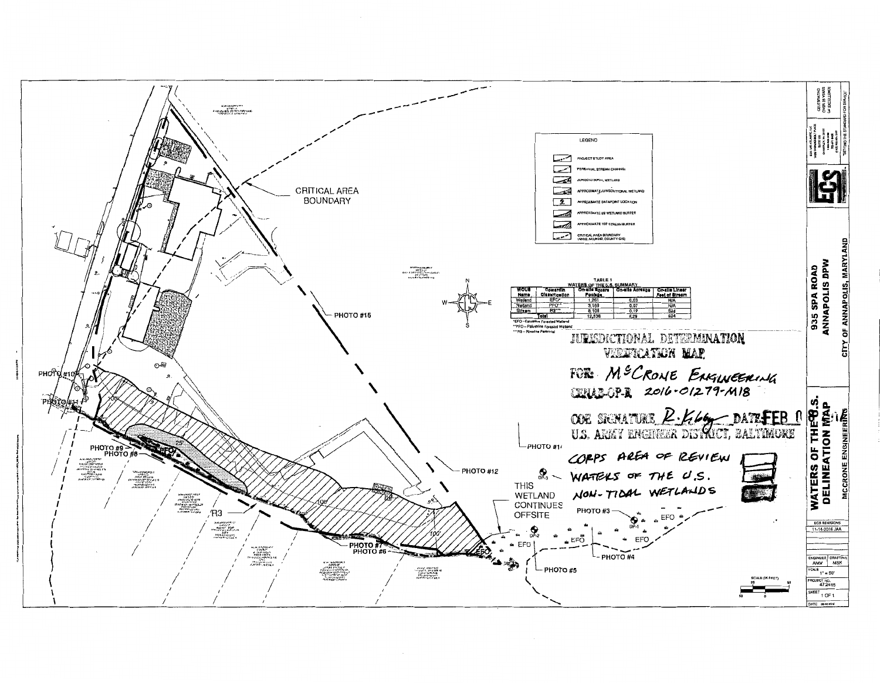CRITICAL AREA BOUNDARY

LEGEND

- PROJECT STUDY AREA
- PERENNIAL STREAM CHANNEL
- JURISDICTIONAL WETLAND
- APPROXIMATE JURISDICTIONAL WETLAND
- APPROXIMATE DATAPOINT LOCATION
- APPROXIMATE 25' WETLAND BUFFER
- APPROXIMATE 100' STREAM BUFFER
- CRITICAL AREA BOUNDARY (ANNE ARUNDEL COUNTY GIS)

TABLE 1
WATERS OF THE U.S. SUMMARY

| WOUS Name | Cowardin Classification | On-site Square Footage | On-site Acreage | On-site Linear Feet of Stream |
|---|---|---|---|---|
| Wetland | EFO* | 1,261 | 0.03 | N/A |
| Wetland | PFO** | 3,169 | 0.07 | N/A |
| Stream | R3*** | 8,106 | 0.19 | 624 |
| Total | | 12,536 | 0.29 | 624 |

*EFO – Estuarine Forested Wetland
**PFO – Palustrine Forested Wetland
***R3 – Riverine Perennial

JURISDICTIONAL DETERMINATION VERIFICATION MAP

FOR: McCRONE ENGINEERING

CENAB-OP-R 2016-01279-M18

COE SIGNATURE R. Kibby DATE FEB 0 8 2017

U.S. ARMY ENGINEER DISTRICT, BALTIMORE

CORPS AREA OF REVIEW

WATERS OF THE U.S.

NON-TIDAL WETLANDS

PHOTO #15

PHOTO #10

PHOTO #11

PHOTO #9

PHOTO #8

PHOTO #14

PHOTO #12

PHOTO #7

PHOTO #6

PHOTO #5

PHOTO #4

PHOTO #3

THIS WETLAND CONTINUES OFFSITE

DP-1 DP-2 DP-3

EFO

R3

25'

100'

N S E W

SCALE (IN FEET) 50 0 25 50

935 SPA ROAD
ANNAPOLIS DPW
CITY OF ANNAPOLIS, MARYLAND

WATERS OF THE U.S. DELINEATION MAP
MCCRONE ENGINEERING

ECS REVISIONS
11-14-2016 JAA

ENGINEER AWW | DRAFTING MSK

SCALE 1" = 50'

PROJECT NO. 47:2465

SHEET 1 OF 1

DATE 08-02-2016

ECS

CELEBRATING OVER 25 YEARS OF EXCELLENCE

"SETTING THE STANDARD FOR SERVICE"